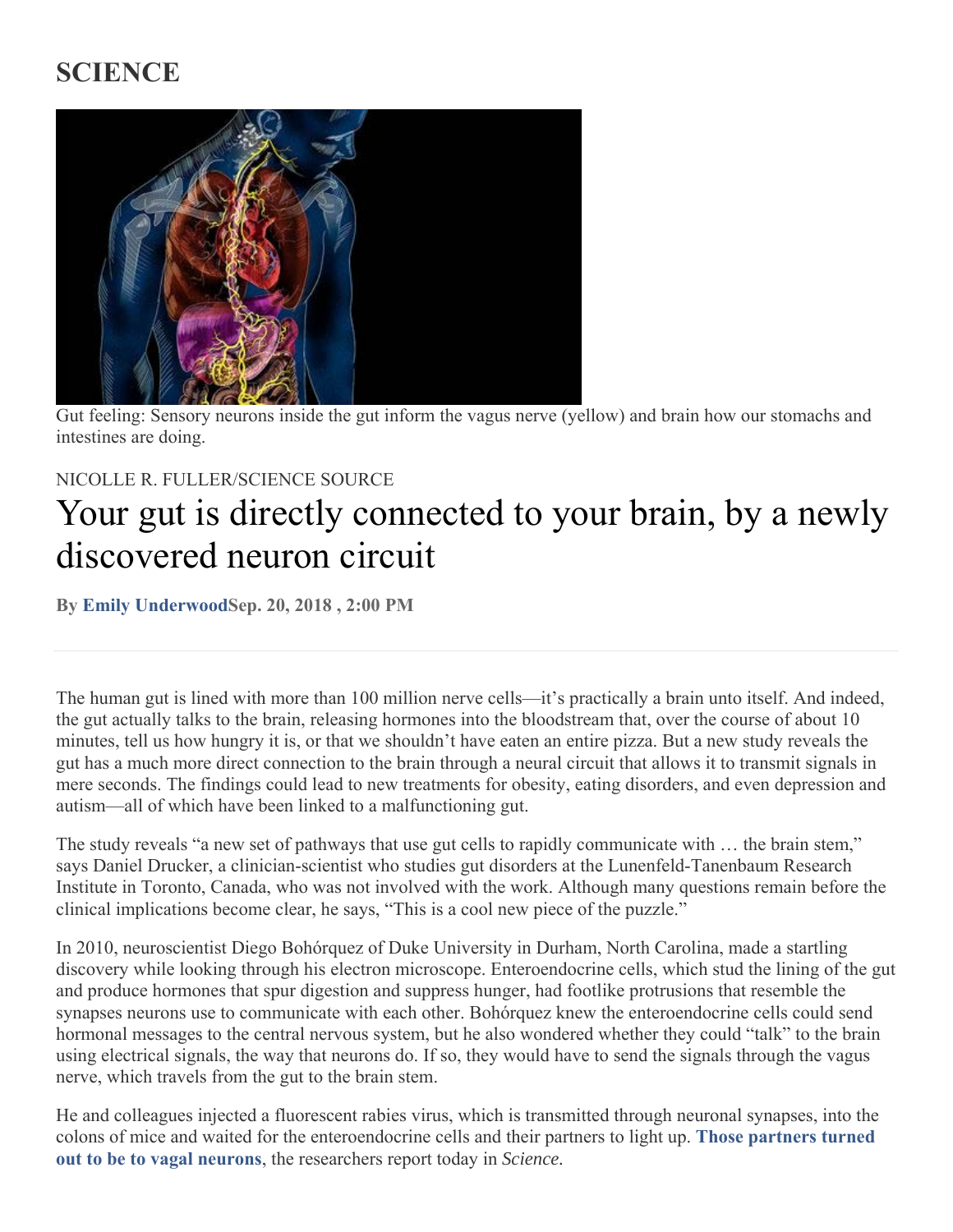**SCIENCE**

Gut feeling: Sensory neurons inside the gut inform the vagus nerve (yellow) and brain how our stomachs and intestines are doing.

NICOLLE R. FULLER/SCIENCE SOURCE

# Your gut is directly connected to your brain, by a newly discovered neuron circuit

**By Emily UnderwoodSep. 20, 2018 , 2:00 PM**

The human gut is lined with more than 100 million nerve cells—it's practically a brain unto itself. And indeed, the gut actually talks to the brain, releasing hormones into the bloodstream that, over the course of about 10 minutes, tell us how hungry it is, or that we shouldn't have eaten an entire pizza. But a new study reveals the gut has a much more direct connection to the brain through a neural circuit that allows it to transmit signals in mere seconds. The findings could lead to new treatments for obesity, eating disorders, and even depression and autism—all of which have been linked to a malfunctioning gut.

The study reveals "a new set of pathways that use gut cells to rapidly communicate with … the brain stem," says Daniel Drucker, a clinician-scientist who studies gut disorders at the Lunenfeld-Tanenbaum Research Institute in Toronto, Canada, who was not involved with the work. Although many questions remain before the clinical implications become clear, he says, "This is a cool new piece of the puzzle."

In 2010, neuroscientist Diego Bohórquez of Duke University in Durham, North Carolina, made a startling discovery while looking through his electron microscope. Enteroendocrine cells, which stud the lining of the gut and produce hormones that spur digestion and suppress hunger, had footlike protrusions that resemble the synapses neurons use to communicate with each other. Bohórquez knew the enteroendocrine cells could send hormonal messages to the central nervous system, but he also wondered whether they could "talk" to the brain using electrical signals, the way that neurons do. If so, they would have to send the signals through the vagus nerve, which travels from the gut to the brain stem.

He and colleagues injected a fluorescent rabies virus, which is transmitted through neuronal synapses, into the colons of mice and waited for the enteroendocrine cells and their partners to light up. **Those partners turned out to be to vagal neurons**, the researchers report today in *Science*.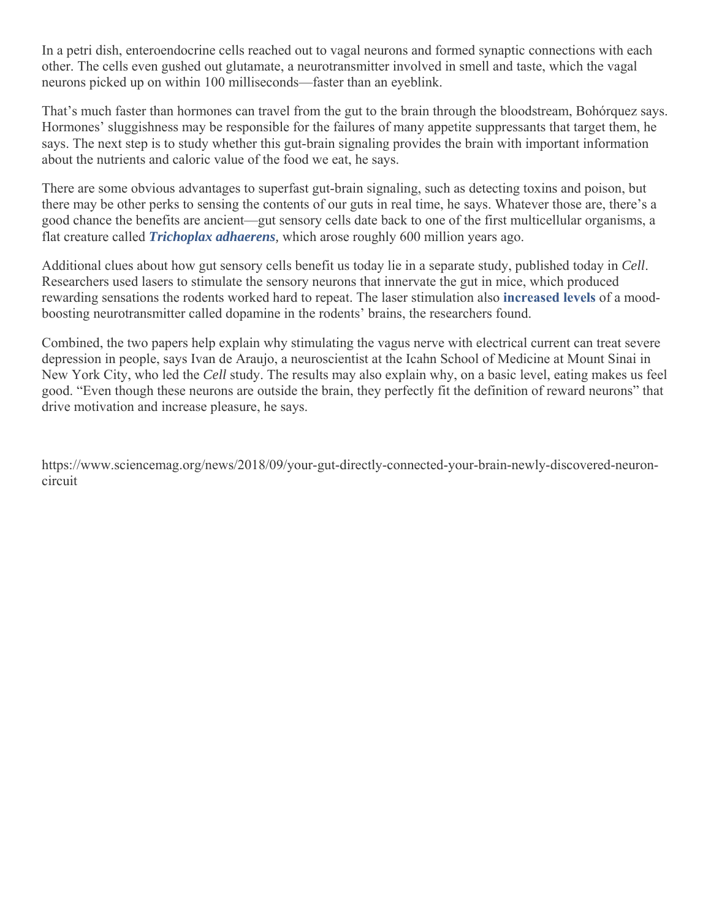In a petri dish, enteroendocrine cells reached out to vagal neurons and formed synaptic connections with each other. The cells even gushed out glutamate, a neurotransmitter involved in smell and taste, which the vagal neurons picked up on within 100 milliseconds—faster than an eyeblink.

That's much faster than hormones can travel from the gut to the brain through the bloodstream, Bohórquez says. Hormones' sluggishness may be responsible for the failures of many appetite suppressants that target them, he says. The next step is to study whether this gut-brain signaling provides the brain with important information about the nutrients and caloric value of the food we eat, he says.

There are some obvious advantages to superfast gut-brain signaling, such as detecting toxins and poison, but there may be other perks to sensing the contents of our guts in real time, he says. Whatever those are, there's a good chance the benefits are ancient—gut sensory cells date back to one of the first multicellular organisms, a flat creature called ***Trichoplax adhaerens***, which arose roughly 600 million years ago.

Additional clues about how gut sensory cells benefit us today lie in a separate study, published today in *Cell*. Researchers used lasers to stimulate the sensory neurons that innervate the gut in mice, which produced rewarding sensations the rodents worked hard to repeat. The laser stimulation also **increased levels** of a mood-boosting neurotransmitter called dopamine in the rodents' brains, the researchers found.

Combined, the two papers help explain why stimulating the vagus nerve with electrical current can treat severe depression in people, says Ivan de Araujo, a neuroscientist at the Icahn School of Medicine at Mount Sinai in New York City, who led the *Cell* study. The results may also explain why, on a basic level, eating makes us feel good. "Even though these neurons are outside the brain, they perfectly fit the definition of reward neurons" that drive motivation and increase pleasure, he says.

https://www.sciencemag.org/news/2018/09/your-gut-directly-connected-your-brain-newly-discovered-neuron-circuit